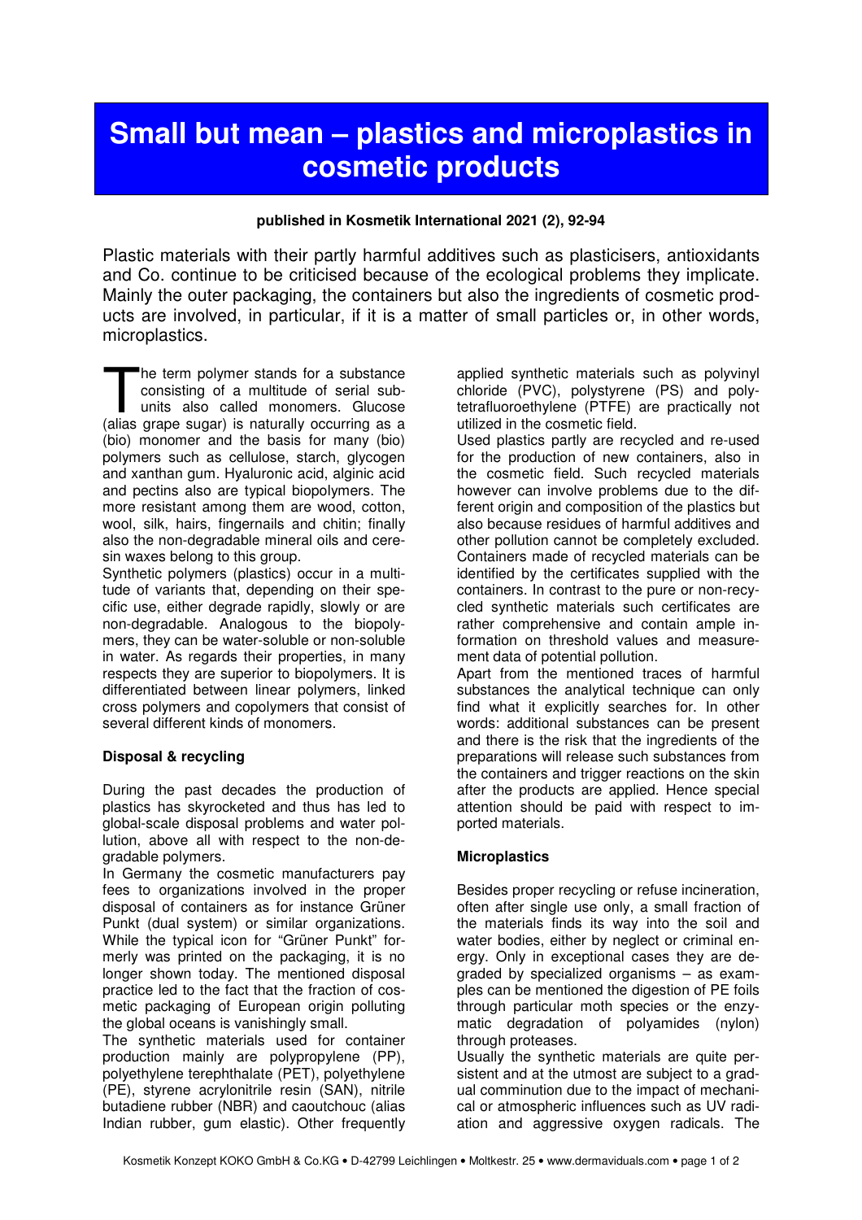# Small but mean – plastics and microplastics in cosmetic products

**published in Kosmetik International 2021 (2), 92-94**

Plastic materials with their partly harmful additives such as plasticisers, antioxidants and Co. continue to be criticised because of the ecological problems they implicate. Mainly the outer packaging, the containers but also the ingredients of cosmetic products are involved, in particular, if it is a matter of small particles or, in other words, microplastics.

The term polymer stands for a substance consisting of a multitude of serial subunits also called monomers. Glucose (alias grape sugar) is naturally occurring as a (bio) monomer and the basis for many (bio) polymers such as cellulose, starch, glycogen and xanthan gum. Hyaluronic acid, alginic acid and pectins also are typical biopolymers. The more resistant among them are wood, cotton, wool, silk, hairs, fingernails and chitin; finally also the non-degradable mineral oils and ceresin waxes belong to this group.

Synthetic polymers (plastics) occur in a multitude of variants that, depending on their specific use, either degrade rapidly, slowly or are non-degradable. Analogous to the biopolymers, they can be water-soluble or non-soluble in water. As regards their properties, in many respects they are superior to biopolymers. It is differentiated between linear polymers, linked cross polymers and copolymers that consist of several different kinds of monomers.

**Disposal & recycling**

During the past decades the production of plastics has skyrocketed and thus has led to global-scale disposal problems and water pollution, above all with respect to the non-degradable polymers.

In Germany the cosmetic manufacturers pay fees to organizations involved in the proper disposal of containers as for instance Grüner Punkt (dual system) or similar organizations. While the typical icon for "Grüner Punkt" formerly was printed on the packaging, it is no longer shown today. The mentioned disposal practice led to the fact that the fraction of cosmetic packaging of European origin polluting the global oceans is vanishingly small.

The synthetic materials used for container production mainly are polypropylene (PP), polyethylene terephthalate (PET), polyethylene (PE), styrene acrylonitrile resin (SAN), nitrile butadiene rubber (NBR) and caoutchouc (alias Indian rubber, gum elastic). Other frequently applied synthetic materials such as polyvinyl chloride (PVC), polystyrene (PS) and polytetrafluoroethylene (PTFE) are practically not utilized in the cosmetic field.

Used plastics partly are recycled and re-used for the production of new containers, also in the cosmetic field. Such recycled materials however can involve problems due to the different origin and composition of the plastics but also because residues of harmful additives and other pollution cannot be completely excluded. Containers made of recycled materials can be identified by the certificates supplied with the containers. In contrast to the pure or non-recycled synthetic materials such certificates are rather comprehensive and contain ample information on threshold values and measurement data of potential pollution.

Apart from the mentioned traces of harmful substances the analytical technique can only find what it explicitly searches for. In other words: additional substances can be present and there is the risk that the ingredients of the preparations will release such substances from the containers and trigger reactions on the skin after the products are applied. Hence special attention should be paid with respect to imported materials.

**Microplastics**

Besides proper recycling or refuse incineration, often after single use only, a small fraction of the materials finds its way into the soil and water bodies, either by neglect or criminal energy. Only in exceptional cases they are degraded by specialized organisms – as examples can be mentioned the digestion of PE foils through particular moth species or the enzymatic degradation of polyamides (nylon) through proteases.

Usually the synthetic materials are quite persistent and at the utmost are subject to a gradual comminution due to the impact of mechanical or atmospheric influences such as UV radiation and aggressive oxygen radicals. The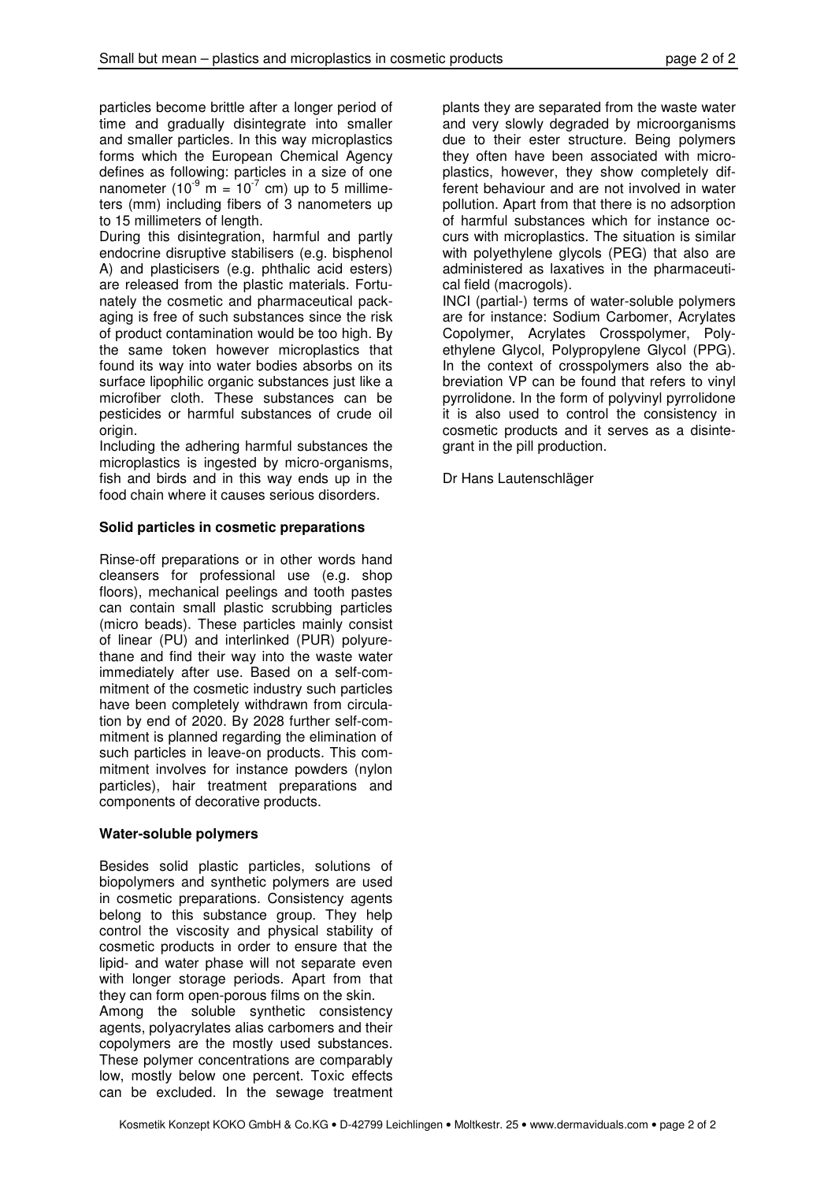particles become brittle after a longer period of time and gradually disintegrate into smaller and smaller particles. In this way microplastics forms which the European Chemical Agency defines as following: particles in a size of one nanometer ($10^{-9}$ m = $10^{-7}$ cm) up to 5 millimeters (mm) including fibers of 3 nanometers up to 15 millimeters of length.

During this disintegration, harmful and partly endocrine disruptive stabilisers (e.g. bisphenol A) and plasticisers (e.g. phthalic acid esters) are released from the plastic materials. Fortunately the cosmetic and pharmaceutical packaging is free of such substances since the risk of product contamination would be too high. By the same token however microplastics that found its way into water bodies absorbs on its surface lipophilic organic substances just like a microfiber cloth. These substances can be pesticides or harmful substances of crude oil origin.

Including the adhering harmful substances the microplastics is ingested by micro-organisms, fish and birds and in this way ends up in the food chain where it causes serious disorders.

**Solid particles in cosmetic preparations**

Rinse-off preparations or in other words hand cleansers for professional use (e.g. shop floors), mechanical peelings and tooth pastes can contain small plastic scrubbing particles (micro beads). These particles mainly consist of linear (PU) and interlinked (PUR) polyurethane and find their way into the waste water immediately after use. Based on a self-commitment of the cosmetic industry such particles have been completely withdrawn from circulation by end of 2020. By 2028 further self-commitment is planned regarding the elimination of such particles in leave-on products. This commitment involves for instance powders (nylon particles), hair treatment preparations and components of decorative products.

**Water-soluble polymers**

Besides solid plastic particles, solutions of biopolymers and synthetic polymers are used in cosmetic preparations. Consistency agents belong to this substance group. They help control the viscosity and physical stability of cosmetic products in order to ensure that the lipid- and water phase will not separate even with longer storage periods. Apart from that they can form open-porous films on the skin.

Among the soluble synthetic consistency agents, polyacrylates alias carbomers and their copolymers are the mostly used substances. These polymer concentrations are comparably low, mostly below one percent. Toxic effects can be excluded. In the sewage treatment plants they are separated from the waste water and very slowly degraded by microorganisms due to their ester structure. Being polymers they often have been associated with microplastics, however, they show completely different behaviour and are not involved in water pollution. Apart from that there is no adsorption of harmful substances which for instance occurs with microplastics. The situation is similar with polyethylene glycols (PEG) that also are administered as laxatives in the pharmaceutical field (macrogols).

INCI (partial-) terms of water-soluble polymers are for instance: Sodium Carbomer, Acrylates Copolymer, Acrylates Crosspolymer, Polyethylene Glycol, Polypropylene Glycol (PPG). In the context of crosspolymers also the abbreviation VP can be found that refers to vinyl pyrrolidone. In the form of polyvinyl pyrrolidone it is also used to control the consistency in cosmetic products and it serves as a disintegrant in the pill production.

Dr Hans Lautenschläger